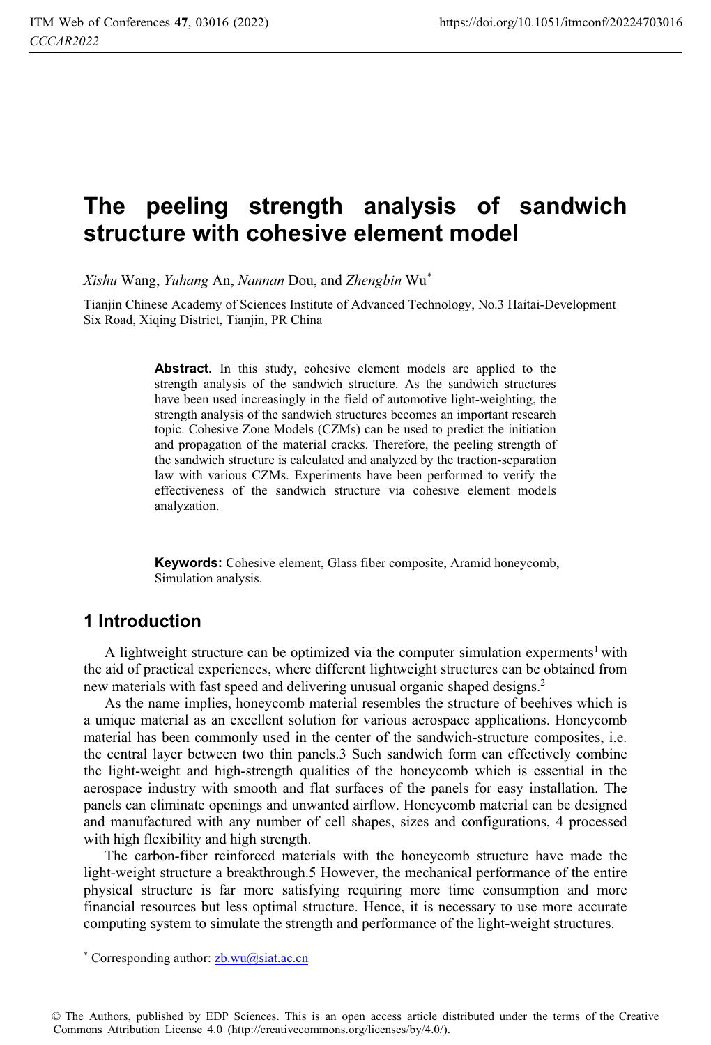# The peeling strength analysis of sandwich structure with cohesive element model

*Xishu* Wang, *Yuhang* An, *Nannan* Dou, and *Zhengbin* Wu[*]

Tianjin Chinese Academy of Sciences Institute of Advanced Technology, No.3 Haitai-Development Six Road, Xiqing District, Tianjin, PR China

**Abstract.** In this study, cohesive element models are applied to the strength analysis of the sandwich structure. As the sandwich structures have been used increasingly in the field of automotive light-weighting, the strength analysis of the sandwich structures becomes an important research topic. Cohesive Zone Models (CZMs) can be used to predict the initiation and propagation of the material cracks. Therefore, the peeling strength of the sandwich structure is calculated and analyzed by the traction-separation law with various CZMs. Experiments have been performed to verify the effectiveness of the sandwich structure via cohesive element models analyzation.

**Keywords:** Cohesive element, Glass fiber composite, Aramid honeycomb, Simulation analysis.

## 1 Introduction

A lightweight structure can be optimized via the computer simulation experments[1] with the aid of practical experiences, where different lightweight structures can be obtained from new materials with fast speed and delivering unusual organic shaped designs.[2]

As the name implies, honeycomb material resembles the structure of beehives which is a unique material as an excellent solution for various aerospace applications. Honeycomb material has been commonly used in the center of the sandwich-structure composites, i.e. the central layer between two thin panels.3 Such sandwich form can effectively combine the light-weight and high-strength qualities of the honeycomb which is essential in the aerospace industry with smooth and flat surfaces of the panels for easy installation. The panels can eliminate openings and unwanted airflow. Honeycomb material can be designed and manufactured with any number of cell shapes, sizes and configurations, 4 processed with high flexibility and high strength.

The carbon-fiber reinforced materials with the honeycomb structure have made the light-weight structure a breakthrough.5 However, the mechanical performance of the entire physical structure is far more satisfying requiring more time consumption and more financial resources but less optimal structure. Hence, it is necessary to use more accurate computing system to simulate the strength and performance of the light-weight structures.

[*] Corresponding author: zb.wu@siat.ac.cn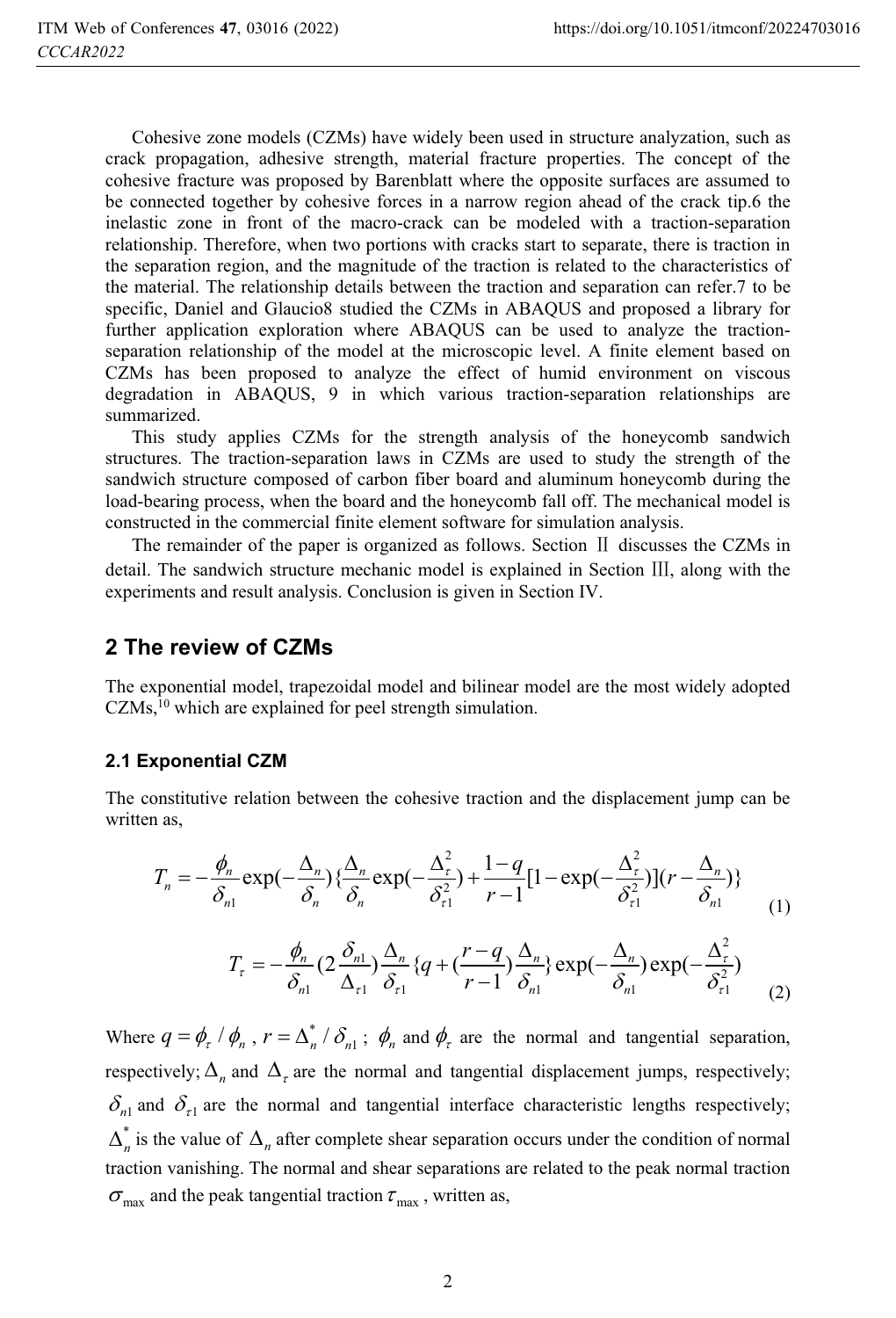Cohesive zone models (CZMs) have widely been used in structure analyzation, such as crack propagation, adhesive strength, material fracture properties. The concept of the cohesive fracture was proposed by Barenblatt where the opposite surfaces are assumed to be connected together by cohesive forces in a narrow region ahead of the crack tip.6 the inelastic zone in front of the macro-crack can be modeled with a traction-separation relationship. Therefore, when two portions with cracks start to separate, there is traction in the separation region, and the magnitude of the traction is related to the characteristics of the material. The relationship details between the traction and separation can refer.7 to be specific, Daniel and Glaucio8 studied the CZMs in ABAQUS and proposed a library for further application exploration where ABAQUS can be used to analyze the traction-separation relationship of the model at the microscopic level. A finite element based on CZMs has been proposed to analyze the effect of humid environment on viscous degradation in ABAQUS, 9 in which various traction-separation relationships are summarized.

This study applies CZMs for the strength analysis of the honeycomb sandwich structures. The traction-separation laws in CZMs are used to study the strength of the sandwich structure composed of carbon fiber board and aluminum honeycomb during the load-bearing process, when the board and the honeycomb fall off. The mechanical model is constructed in the commercial finite element software for simulation analysis.

The remainder of the paper is organized as follows. Section Ⅱ discusses the CZMs in detail. The sandwich structure mechanic model is explained in Section Ⅲ, along with the experiments and result analysis. Conclusion is given in Section IV.

## 2 The review of CZMs

The exponential model, trapezoidal model and bilinear model are the most widely adopted CZMs,[10] which are explained for peel strength simulation.

### 2.1 Exponential CZM

The constitutive relation between the cohesive traction and the displacement jump can be written as,

$$T_n = -\frac{\phi_n}{\delta_{n1}} \exp(-\frac{\Delta_n}{\delta_n})\{\frac{\Delta_n}{\delta_n} \exp(-\frac{\Delta_\tau^2}{\delta_{\tau 1}^2}) + \frac{1-q}{r-1}[1-\exp(-\frac{\Delta_\tau^2}{\delta_{\tau 1}^2})](r - \frac{\Delta_n}{\delta_{n1}})\} \tag{1}$$

$$T_\tau = -\frac{\phi_n}{\delta_{n1}} (2\frac{\delta_{n1}}{\Delta_{\tau 1}}) \frac{\Delta_n}{\delta_{\tau 1}} \{q + (\frac{r-q}{r-1}) \frac{\Delta_n}{\delta_{n1}}\} \exp(-\frac{\Delta_n}{\delta_{n1}}) \exp(-\frac{\Delta_\tau^2}{\delta_{\tau 1}^2}) \tag{2}$$

Where $q = \phi_\tau / \phi_n$ , $r = \Delta_n^* / \delta_{n1}$ ; $\phi_n$ and $\phi_\tau$ are the normal and tangential separation, respectively; $\Delta_n$ and $\Delta_\tau$ are the normal and tangential displacement jumps, respectively; $\delta_{n1}$ and $\delta_{\tau 1}$ are the normal and tangential interface characteristic lengths respectively; $\Delta_n^*$ is the value of $\Delta_n$ after complete shear separation occurs under the condition of normal traction vanishing. The normal and shear separations are related to the peak normal traction $\sigma_{\max}$ and the peak tangential traction $\tau_{\max}$ , written as,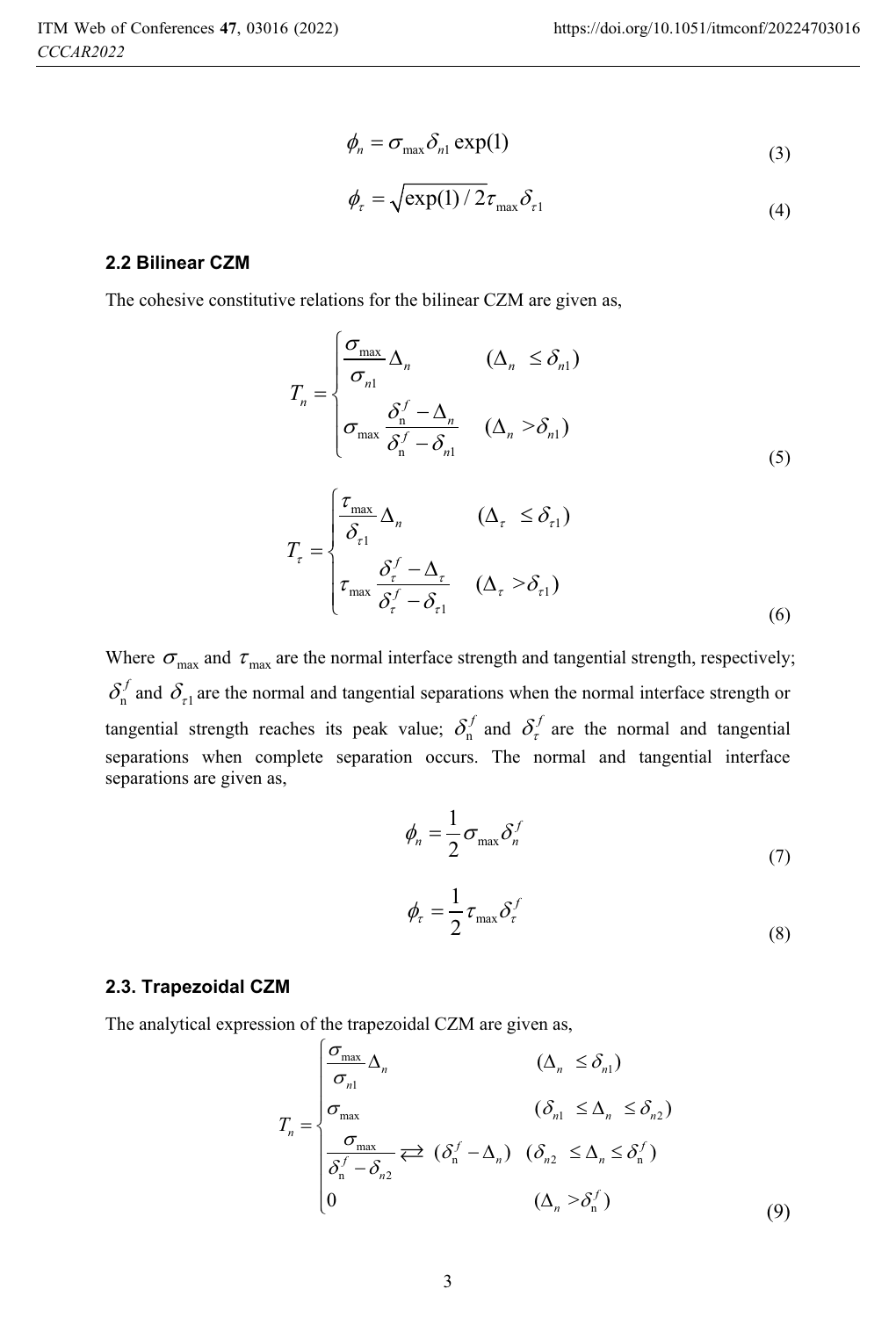$$\phi_n = \sigma_{\max} \delta_{n1} \exp(1) \tag{3}$$

$$\phi_\tau = \sqrt{\exp(1)/2} \tau_{\max} \delta_{\tau 1} \tag{4}$$

### 2.2 Bilinear CZM

The cohesive constitutive relations for the bilinear CZM are given as,

$$T_n = \begin{cases} \dfrac{\sigma_{\max}}{\sigma_{n1}} \Delta_n & (\Delta_n \le \delta_{n1}) \\ \sigma_{\max} \dfrac{\delta_{\mathrm{n}}^f - \Delta_n}{\delta_{\mathrm{n}}^f - \delta_{n1}} & (\Delta_n > \delta_{n1}) \end{cases} \tag{5}$$

$$T_\tau = \begin{cases} \dfrac{\tau_{\max}}{\delta_{\tau 1}} \Delta_n & (\Delta_\tau \le \delta_{\tau 1}) \\ \tau_{\max} \dfrac{\delta_\tau^f - \Delta_\tau}{\delta_\tau^f - \delta_{\tau 1}} & (\Delta_\tau > \delta_{\tau 1}) \end{cases} \tag{6}$$

Where $\sigma_{\max}$ and $\tau_{\max}$ are the normal interface strength and tangential strength, respectively; $\delta_{\mathrm{n}}^f$ and $\delta_{\tau 1}$ are the normal and tangential separations when the normal interface strength or tangential strength reaches its peak value; $\delta_{\mathrm{n}}^f$ and $\delta_\tau^f$ are the normal and tangential separations when complete separation occurs. The normal and tangential interface separations are given as,

$$\phi_n = \frac{1}{2} \sigma_{\max} \delta_n^f \tag{7}$$

$$\phi_\tau = \frac{1}{2} \tau_{\max} \delta_\tau^f \tag{8}$$

### 2.3. Trapezoidal CZM

The analytical expression of the trapezoidal CZM are given as,

$$T_n = \begin{cases} \dfrac{\sigma_{\max}}{\sigma_{n1}} \Delta_n & (\Delta_n \le \delta_{n1}) \\ \sigma_{\max} & (\delta_{n1} \le \Delta_n \le \delta_{n2}) \\ \dfrac{\sigma_{\max}}{\delta_{\mathrm{n}}^f - \delta_{n2}} \rightleftarrows (\delta_{\mathrm{n}}^f - \Delta_n) & (\delta_{n2} \le \Delta_n \le \delta_{\mathrm{n}}^f) \\ 0 & (\Delta_n > \delta_{\mathrm{n}}^f) \end{cases} \tag{9}$$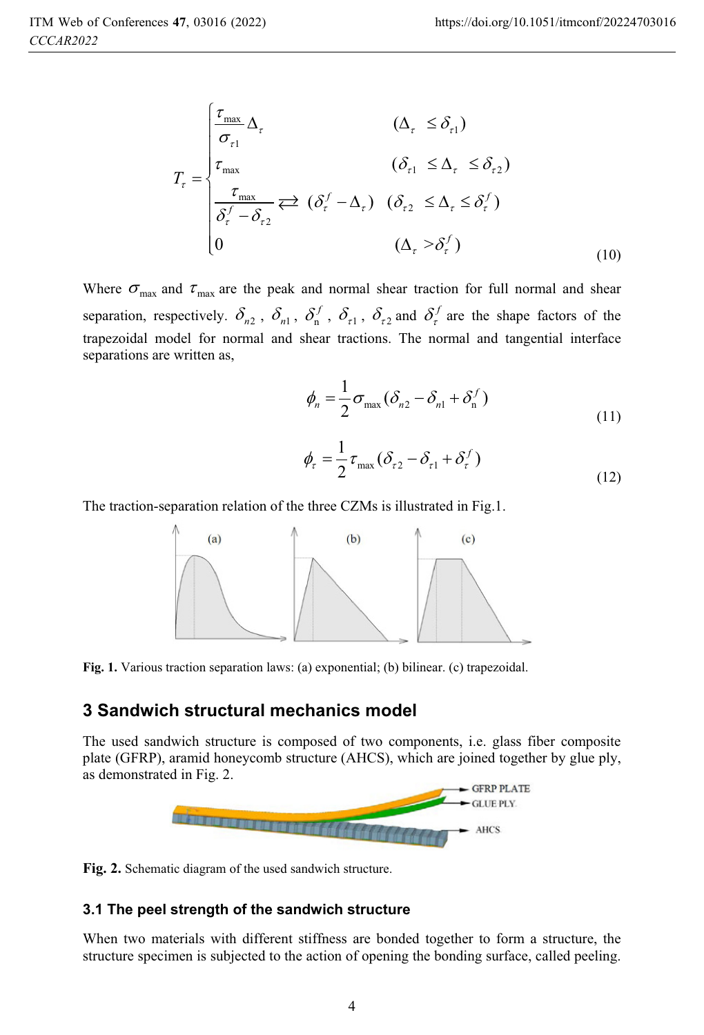$$T_\tau = \begin{cases} \dfrac{\tau_{\max}}{\sigma_{\tau 1}} \Delta_\tau & (\Delta_\tau \leq \delta_{\tau 1}) \\ \tau_{\max} & (\delta_{\tau 1} \leq \Delta_\tau \leq \delta_{\tau 2}) \\ \dfrac{\tau_{\max}}{\delta_\tau^f - \delta_{\tau 2}} \rightleftarrows (\delta_\tau^f - \Delta_\tau) & (\delta_{\tau 2} \leq \Delta_\tau \leq \delta_\tau^f) \\ 0 & (\Delta_\tau > \delta_\tau^f) \end{cases} \tag{10}$$

Where $\sigma_{\max}$ and $\tau_{\max}$ are the peak and normal shear traction for full normal and shear separation, respectively. $\delta_{n2}$, $\delta_{n1}$, $\delta_{\mathrm{n}}^f$, $\delta_{\tau 1}$, $\delta_{\tau 2}$ and $\delta_\tau^f$ are the shape factors of the trapezoidal model for normal and shear tractions. The normal and tangential interface separations are written as,

$$\phi_n = \frac{1}{2} \sigma_{\max} (\delta_{n2} - \delta_{n1} + \delta_{\mathrm{n}}^f) \tag{11}$$

$$\phi_\tau = \frac{1}{2} \tau_{\max} (\delta_{\tau 2} - \delta_{\tau 1} + \delta_\tau^f) \tag{12}$$

The traction-separation relation of the three CZMs is illustrated in Fig.1.

**Fig. 1.** Various traction separation laws: (a) exponential; (b) bilinear. (c) trapezoidal.

## 3 Sandwich structural mechanics model

The used sandwich structure is composed of two components, i.e. glass fiber composite plate (GFRP), aramid honeycomb structure (AHCS), which are joined together by glue ply, as demonstrated in Fig. 2.

**Fig. 2.** Schematic diagram of the used sandwich structure.

### 3.1 The peel strength of the sandwich structure

When two materials with different stiffness are bonded together to form a structure, the structure specimen is subjected to the action of opening the bonding surface, called peeling.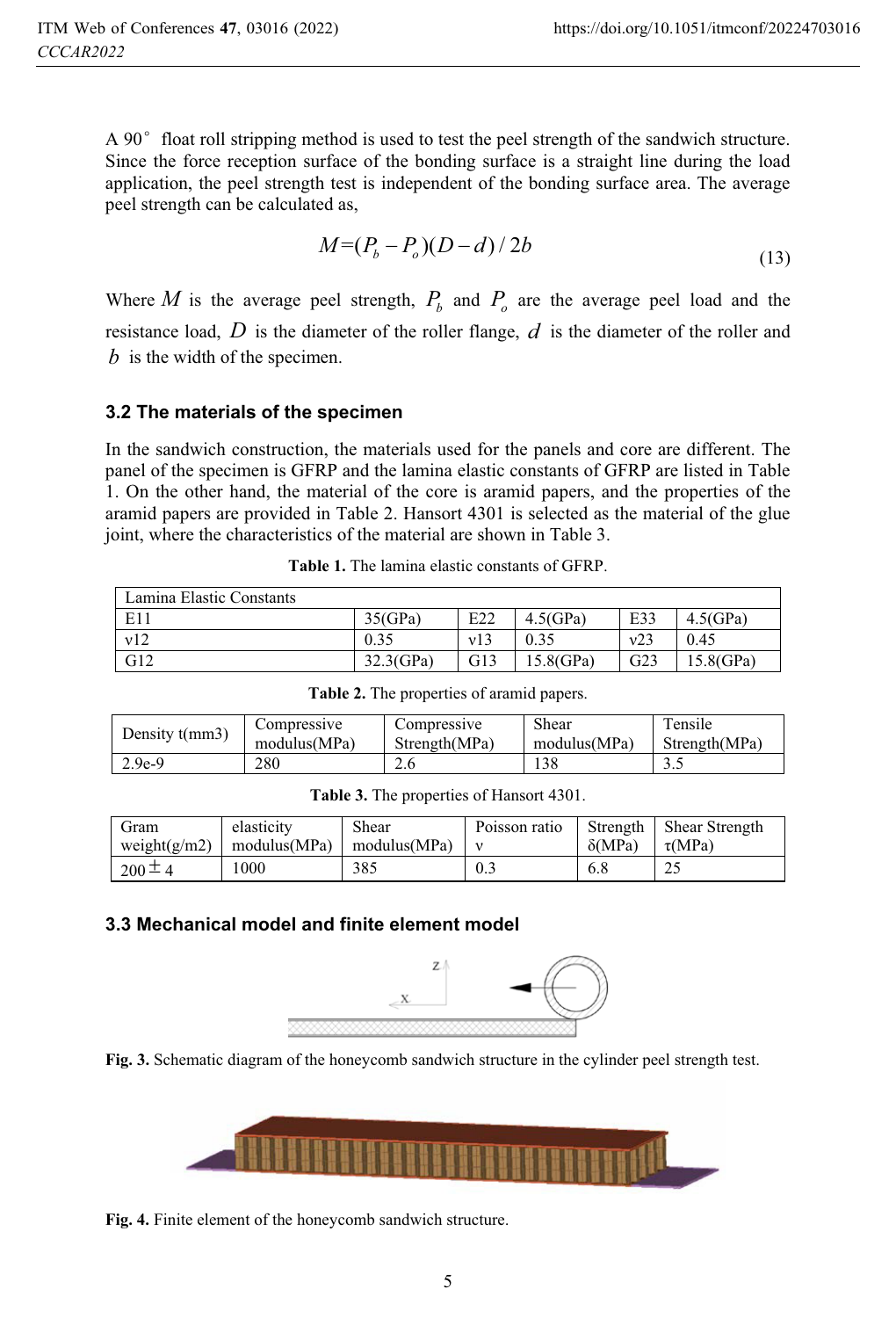A 90° float roll stripping method is used to test the peel strength of the sandwich structure. Since the force reception surface of the bonding surface is a straight line during the load application, the peel strength test is independent of the bonding surface area. The average peel strength can be calculated as,

$$M = (P_b - P_o)(D - d)/2b \tag{13}$$

Where $M$ is the average peel strength, $P_b$ and $P_o$ are the average peel load and the resistance load, $D$ is the diameter of the roller flange, $d$ is the diameter of the roller and $b$ is the width of the specimen.

### 3.2 The materials of the specimen

In the sandwich construction, the materials used for the panels and core are different. The panel of the specimen is GFRP and the lamina elastic constants of GFRP are listed in Table 1. On the other hand, the material of the core is aramid papers, and the properties of the aramid papers are provided in Table 2. Hansort 4301 is selected as the material of the glue joint, where the characteristics of the material are shown in Table 3.

**Table 1.** The lamina elastic constants of GFRP.

| Lamina Elastic Constants | | | | | |
|---|---|---|---|---|---|
| E11 | 35(GPa) | E22 | 4.5(GPa) | E33 | 4.5(GPa) |
| v12 | 0.35 | v13 | 0.35 | v23 | 0.45 |
| G12 | 32.3(GPa) | G13 | 15.8(GPa) | G23 | 15.8(GPa) |

**Table 2.** The properties of aramid papers.

| Density t(mm3) | Compressive modulus(MPa) | Compressive Strength(MPa) | Shear modulus(MPa) | Tensile Strength(MPa) |
|---|---|---|---|---|
| 2.9e-9 | 280 | 2.6 | 138 | 3.5 |

**Table 3.** The properties of Hansort 4301.

| Gram weight(g/m2) | elasticity modulus(MPa) | Shear modulus(MPa) | Poisson ratio ν | Strength δ(MPa) | Shear Strength τ(MPa) |
|---|---|---|---|---|---|
| 200 ± 4 | 1000 | 385 | 0.3 | 6.8 | 25 |

### 3.3 Mechanical model and finite element model

**Fig. 3.** Schematic diagram of the honeycomb sandwich structure in the cylinder peel strength test.

**Fig. 4.** Finite element of the honeycomb sandwich structure.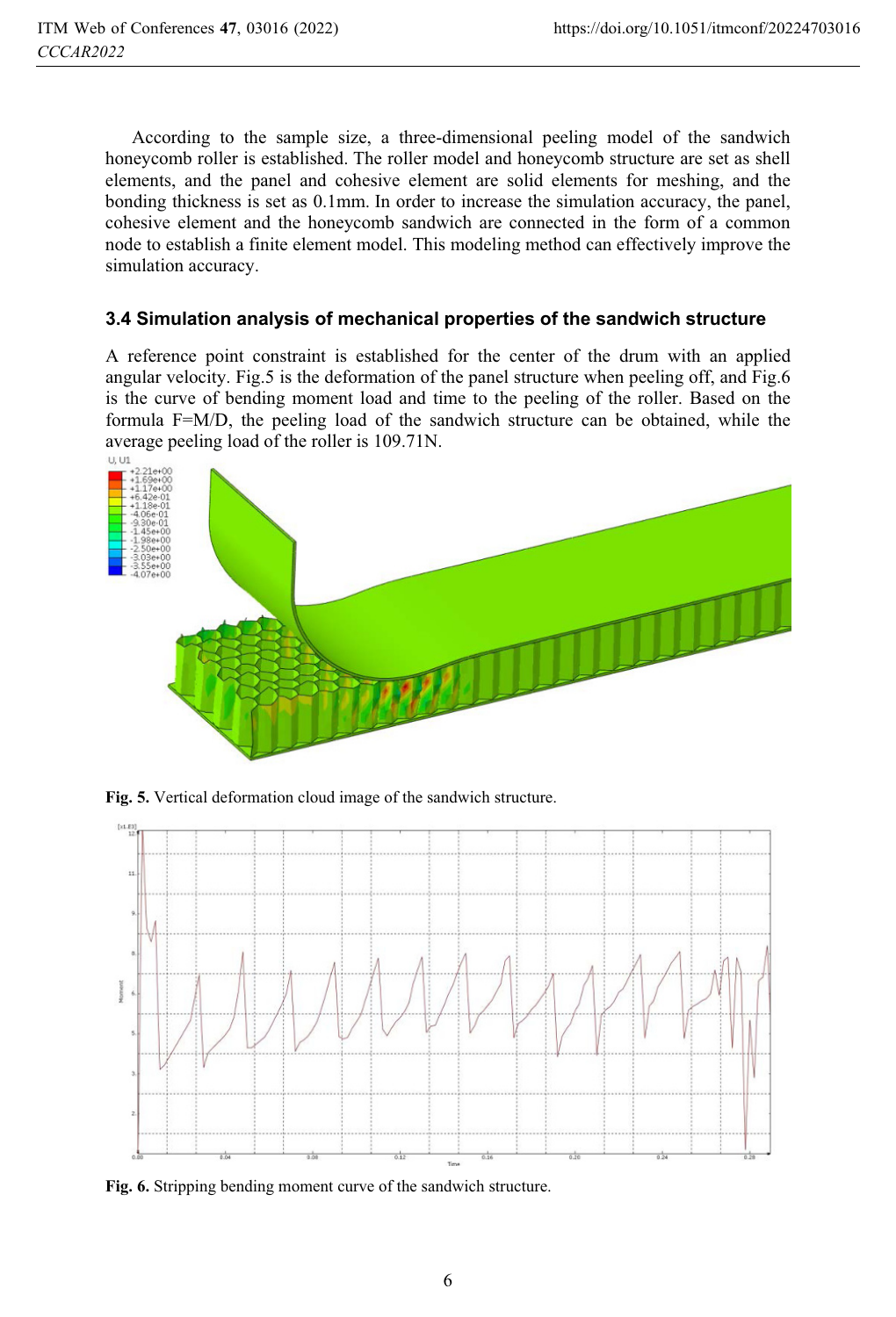According to the sample size, a three-dimensional peeling model of the sandwich honeycomb roller is established. The roller model and honeycomb structure are set as shell elements, and the panel and cohesive element are solid elements for meshing, and the bonding thickness is set as 0.1mm. In order to increase the simulation accuracy, the panel, cohesive element and the honeycomb sandwich are connected in the form of a common node to establish a finite element model. This modeling method can effectively improve the simulation accuracy.

### 3.4 Simulation analysis of mechanical properties of the sandwich structure

A reference point constraint is established for the center of the drum with an applied angular velocity. Fig.5 is the deformation of the panel structure when peeling off, and Fig.6 is the curve of bending moment load and time to the peeling of the roller. Based on the formula F=M/D, the peeling load of the sandwich structure can be obtained, while the average peeling load of the roller is 109.71N.

**Fig. 5.** Vertical deformation cloud image of the sandwich structure.

**Fig. 6.** Stripping bending moment curve of the sandwich structure.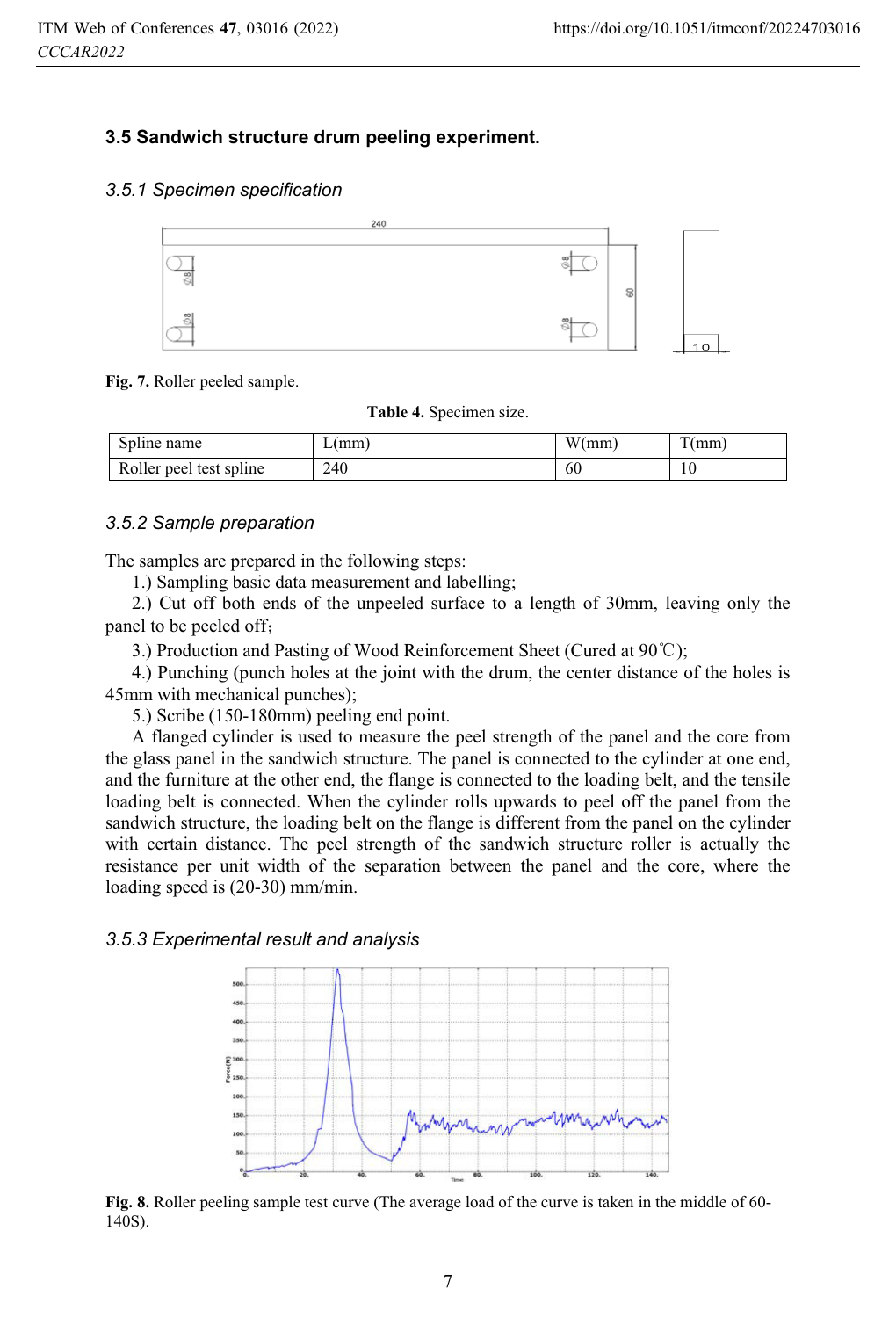### 3.5 Sandwich structure drum peeling experiment.

#### *3.5.1 Specimen specification*

**Fig. 7.** Roller peeled sample.

**Table 4.** Specimen size.

| Spline name | L(mm) | W(mm) | T(mm) |
|---|---|---|---|
| Roller peel test spline | 240 | 60 | 10 |

#### *3.5.2 Sample preparation*

The samples are prepared in the following steps:

1.) Sampling basic data measurement and labelling;

2.) Cut off both ends of the unpeeled surface to a length of 30mm, leaving only the panel to be peeled off;

3.) Production and Pasting of Wood Reinforcement Sheet (Cured at 90℃);

4.) Punching (punch holes at the joint with the drum, the center distance of the holes is 45mm with mechanical punches);

5.) Scribe (150-180mm) peeling end point.

A flanged cylinder is used to measure the peel strength of the panel and the core from the glass panel in the sandwich structure. The panel is connected to the cylinder at one end, and the furniture at the other end, the flange is connected to the loading belt, and the tensile loading belt is connected. When the cylinder rolls upwards to peel off the panel from the sandwich structure, the loading belt on the flange is different from the panel on the cylinder with certain distance. The peel strength of the sandwich structure roller is actually the resistance per unit width of the separation between the panel and the core, where the loading speed is (20-30) mm/min.

#### *3.5.3 Experimental result and analysis*

**Fig. 8.** Roller peeling sample test curve (The average load of the curve is taken in the middle of 60-140S).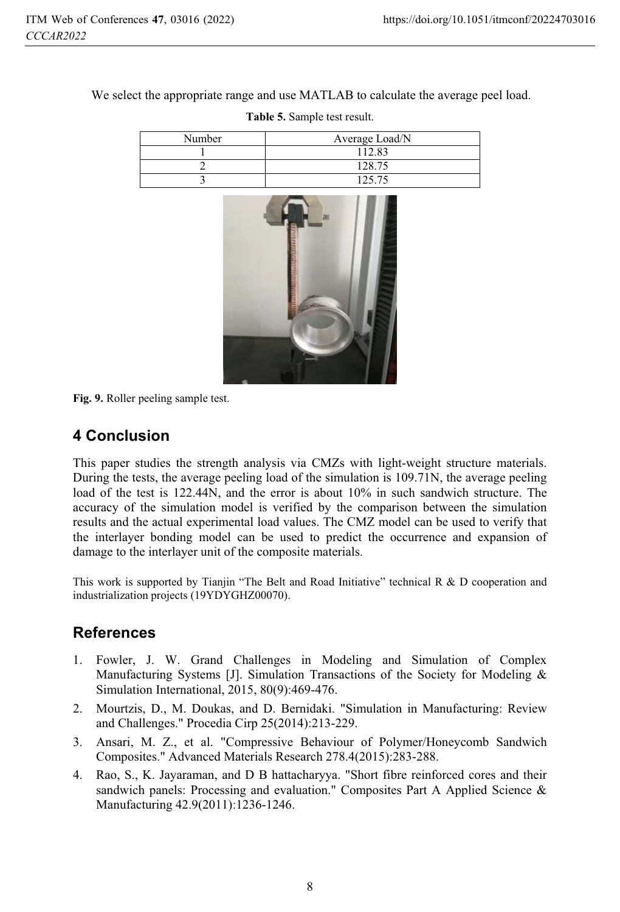We select the appropriate range and use MATLAB to calculate the average peel load.

**Table 5.** Sample test result.

| Number | Average Load/N |
|---|---|
| 1 | 112.83 |
| 2 | 128.75 |
| 3 | 125.75 |

**Fig. 9.** Roller peeling sample test.

## 4 Conclusion

This paper studies the strength analysis via CMZs with light-weight structure materials. During the tests, the average peeling load of the simulation is 109.71N, the average peeling load of the test is 122.44N, and the error is about 10% in such sandwich structure. The accuracy of the simulation model is verified by the comparison between the simulation results and the actual experimental load values. The CMZ model can be used to verify that the interlayer bonding model can be used to predict the occurrence and expansion of damage to the interlayer unit of the composite materials.

This work is supported by Tianjin "The Belt and Road Initiative" technical R & D cooperation and industrialization projects (19YDYGHZ00070).

## References

1. Fowler, J. W. Grand Challenges in Modeling and Simulation of Complex Manufacturing Systems [J]. Simulation Transactions of the Society for Modeling & Simulation International, 2015, 80(9):469-476.
2. Mourtzis, D., M. Doukas, and D. Bernidaki. "Simulation in Manufacturing: Review and Challenges." Procedia Cirp 25(2014):213-229.
3. Ansari, M. Z., et al. "Compressive Behaviour of Polymer/Honeycomb Sandwich Composites." Advanced Materials Research 278.4(2015):283-288.
4. Rao, S., K. Jayaraman, and D B hattacharyya. "Short fibre reinforced cores and their sandwich panels: Processing and evaluation." Composites Part A Applied Science & Manufacturing 42.9(2011):1236-1246.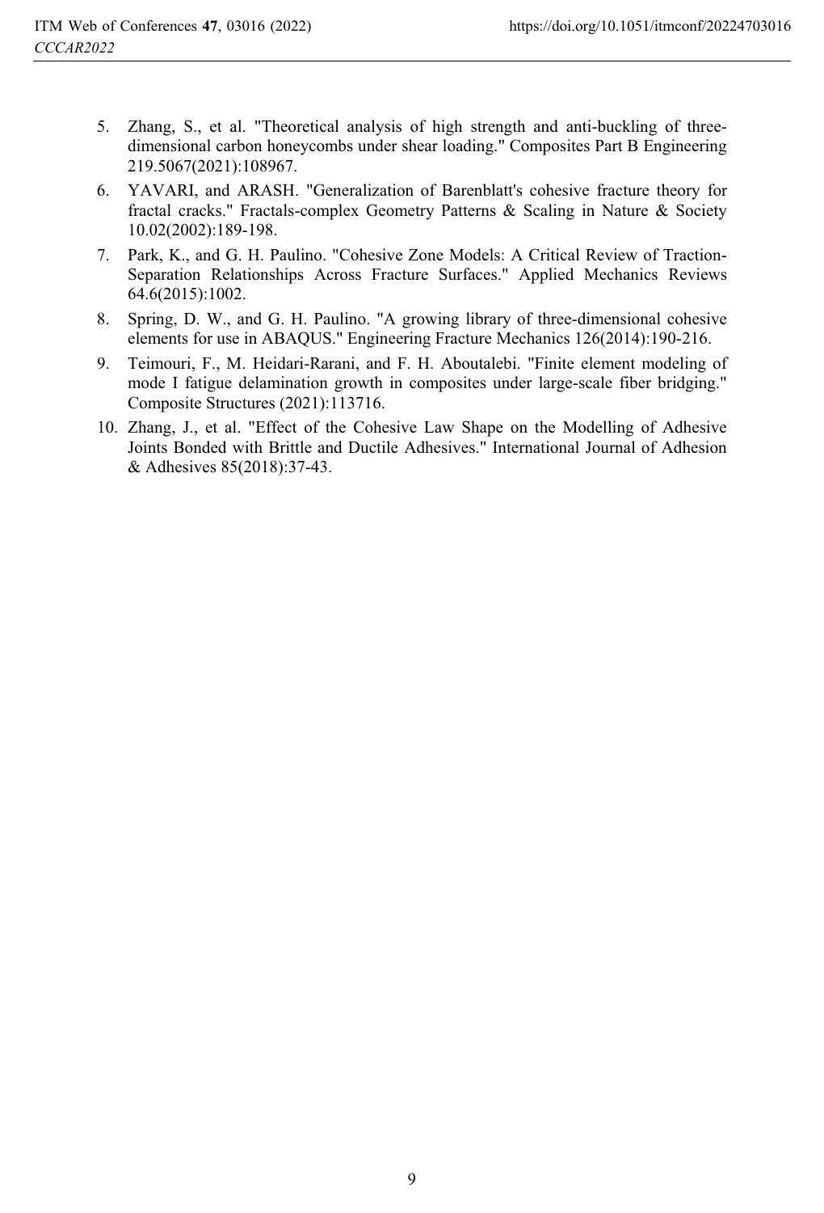5. Zhang, S., et al. "Theoretical analysis of high strength and anti-buckling of three-dimensional carbon honeycombs under shear loading." Composites Part B Engineering 219.5067(2021):108967.
6. YAVARI, and ARASH. "Generalization of Barenblatt's cohesive fracture theory for fractal cracks." Fractals-complex Geometry Patterns & Scaling in Nature & Society 10.02(2002):189-198.
7. Park, K., and G. H. Paulino. "Cohesive Zone Models: A Critical Review of Traction-Separation Relationships Across Fracture Surfaces." Applied Mechanics Reviews 64.6(2015):1002.
8. Spring, D. W., and G. H. Paulino. "A growing library of three-dimensional cohesive elements for use in ABAQUS." Engineering Fracture Mechanics 126(2014):190-216.
9. Teimouri, F., M. Heidari-Rarani, and F. H. Aboutalebi. "Finite element modeling of mode I fatigue delamination growth in composites under large-scale fiber bridging." Composite Structures (2021):113716.
10. Zhang, J., et al. "Effect of the Cohesive Law Shape on the Modelling of Adhesive Joints Bonded with Brittle and Ductile Adhesives." International Journal of Adhesion & Adhesives 85(2018):37-43.